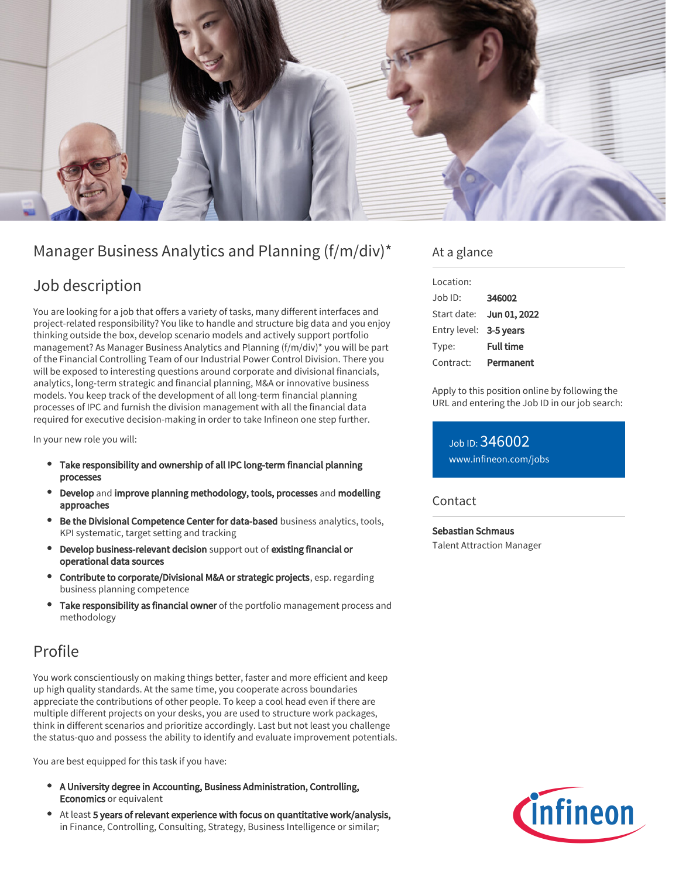# Manager Business Analytics and Planning (f/m/div)*

## Job description

You are looking for a job that offers a variety of tasks, many different interfaces and project-related responsibility? You like to handle and structure big data and you enjoy thinking outside the box, develop scenario models and actively support portfolio management? As Manager Business Analytics and Planning (f/m/div)* you will be part of the Financial Controlling Team of our Industrial Power Control Division. There you will be exposed to interesting questions around corporate and divisional financials, analytics, long-term strategic and financial planning, M&A or innovative business models. You keep track of the development of all long-term financial planning processes of IPC and furnish the division management with all the financial data required for executive decision-making in order to take Infineon one step further.

In your new role you will:

- **Take responsibility and ownership of all IPC long-term financial planning processes**
- **Develop** and **improve planning methodology, tools, processes** and **modelling approaches**
- **Be the Divisional Competence Center for data-based** business analytics, tools, KPI systematic, target setting and tracking
- **Develop business-relevant decision** support out of **existing financial or operational data sources**
- **Contribute to corporate/Divisional M&A or strategic projects**, esp. regarding business planning competence
- **Take responsibility as financial owner** of the portfolio management process and methodology

## Profile

You work conscientiously on making things better, faster and more efficient and keep up high quality standards. At the same time, you cooperate across boundaries appreciate the contributions of other people. To keep a cool head even if there are multiple different projects on your desks, you are used to structure work packages, think in different scenarios and prioritize accordingly. Last but not least you challenge the status-quo and possess the ability to identify and evaluate improvement potentials.

You are best equipped for this task if you have:

- **A University degree in Accounting, Business Administration, Controlling, Economics** or equivalent
- At least **5 years of relevant experience with focus on quantitative work/analysis,** in Finance, Controlling, Consulting, Strategy, Business Intelligence or similar;

## At a glance

| | |
|---|---|
| Location: | |
| Job ID: | **346002** |
| Start date: | **Jun 01, 2022** |
| Entry level: | **3-5 years** |
| Type: | **Full time** |
| Contract: | **Permanent** |

Apply to this position online by following the URL and entering the Job ID in our job search:

Job ID: 346002
www.infineon.com/jobs

## Contact

**Sebastian Schmaus**
Talent Attraction Manager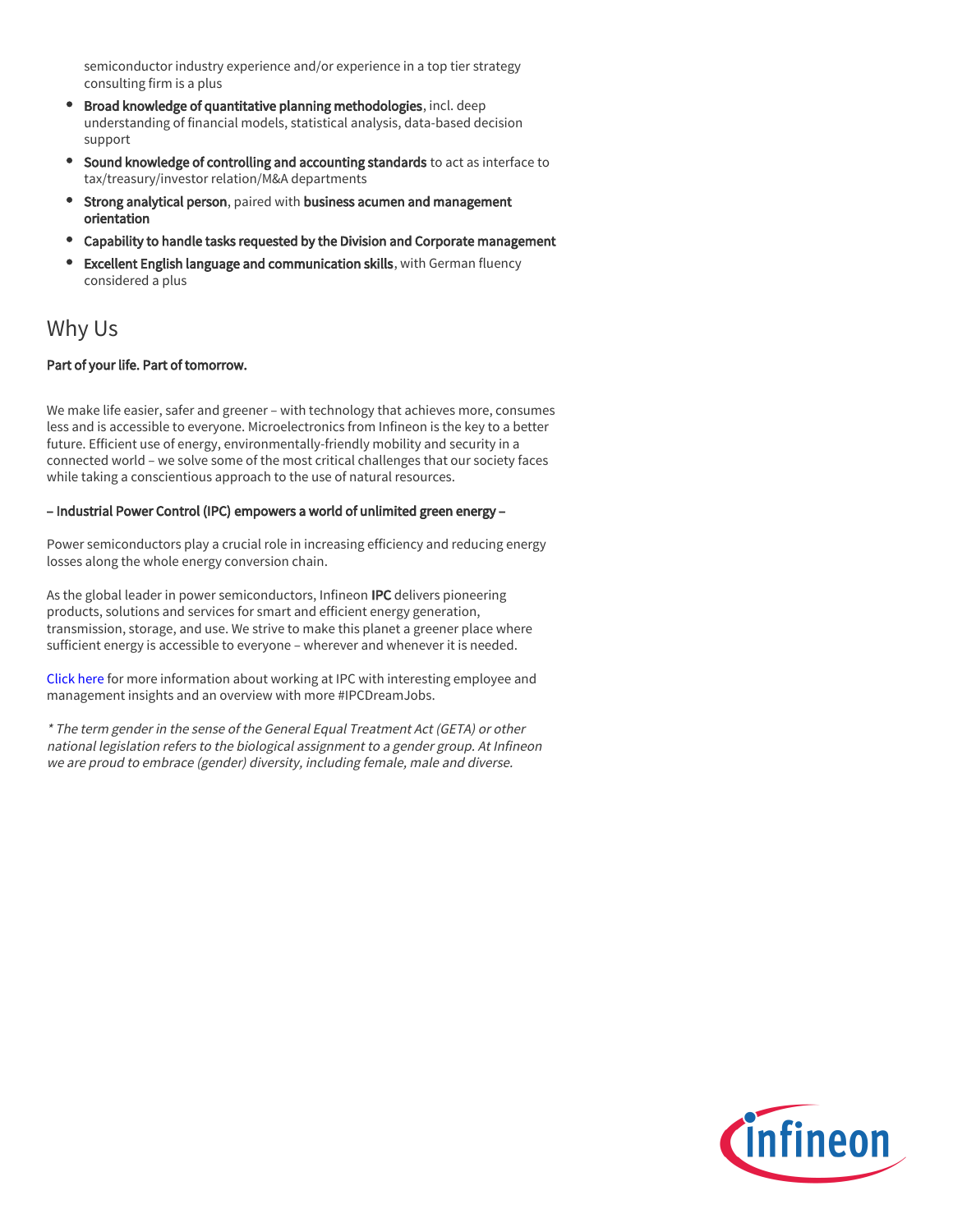semiconductor industry experience and/or experience in a top tier strategy consulting firm is a plus

- **Broad knowledge of quantitative planning methodologies**, incl. deep understanding of financial models, statistical analysis, data-based decision support
- **Sound knowledge of controlling and accounting standards** to act as interface to tax/treasury/investor relation/M&A departments
- **Strong analytical person**, paired with **business acumen and management orientation**
- **Capability to handle tasks requested by the Division and Corporate management**
- **Excellent English language and communication skills**, with German fluency considered a plus

## Why Us

**Part of your life. Part of tomorrow.**

We make life easier, safer and greener – with technology that achieves more, consumes less and is accessible to everyone. Microelectronics from Infineon is the key to a better future. Efficient use of energy, environmentally-friendly mobility and security in a connected world – we solve some of the most critical challenges that our society faces while taking a conscientious approach to the use of natural resources.

**– Industrial Power Control (IPC) empowers a world of unlimited green energy –**

Power semiconductors play a crucial role in increasing efficiency and reducing energy losses along the whole energy conversion chain.

As the global leader in power semiconductors, Infineon **IPC** delivers pioneering products, solutions and services for smart and efficient energy generation, transmission, storage, and use. We strive to make this planet a greener place where sufficient energy is accessible to everyone – wherever and whenever it is needed.

Click here for more information about working at IPC with interesting employee and management insights and an overview with more #IPCDreamJobs.

*\* The term gender in the sense of the General Equal Treatment Act (GETA) or other national legislation refers to the biological assignment to a gender group. At Infineon we are proud to embrace (gender) diversity, including female, male and diverse.*